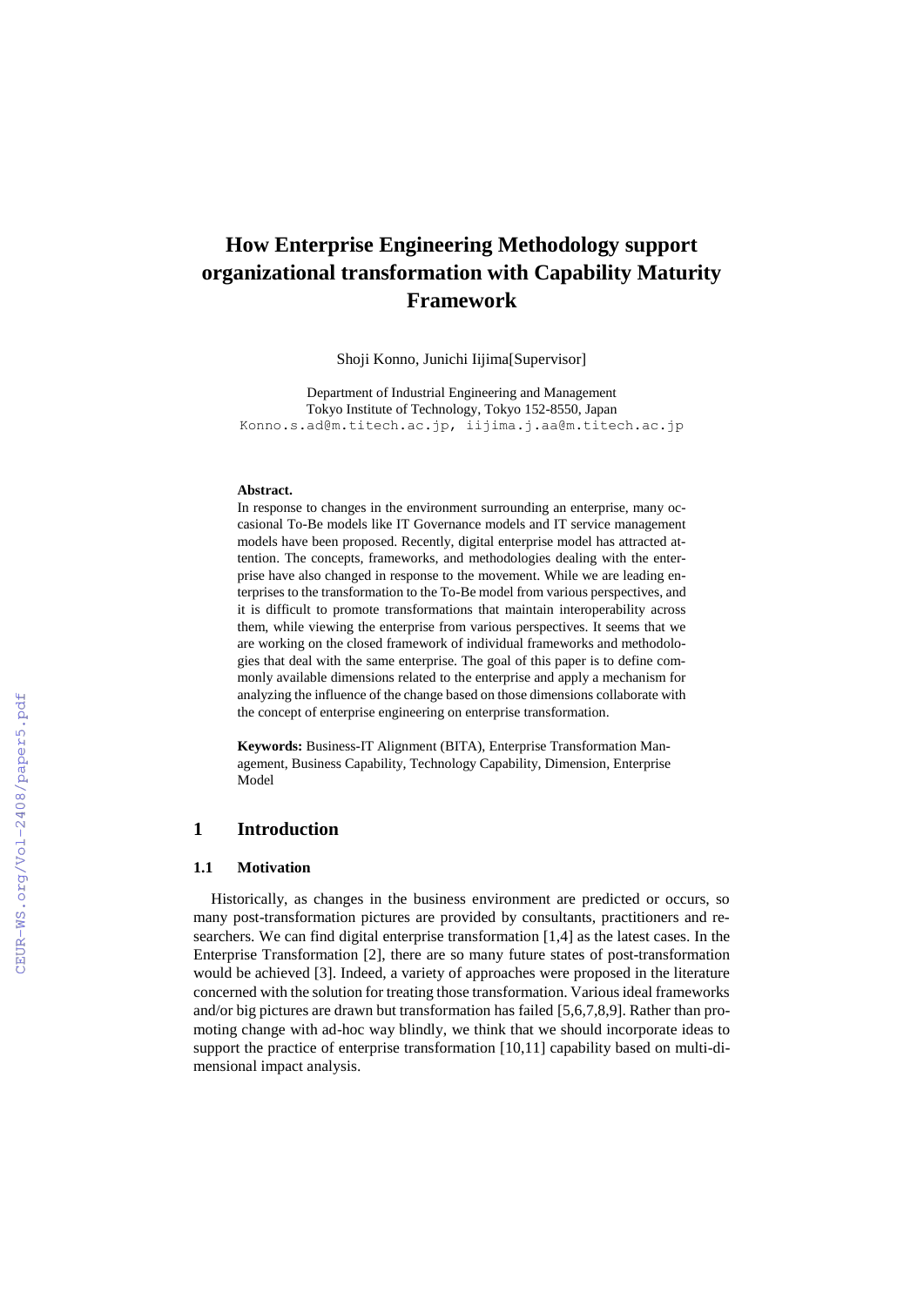# How Enterprise Engineering Methodology support organizational transformation with Capability Maturity Framework

Shoji Konno, Junichi Iijima[Supervisor]

Department of Industrial Engineering and Management
Tokyo Institute of Technology, Tokyo 152-8550, Japan
Konno.s.ad@m.titech.ac.jp, iijima.j.aa@m.titech.ac.jp

**Abstract.**
In response to changes in the environment surrounding an enterprise, many occasional To-Be models like IT Governance models and IT service management models have been proposed. Recently, digital enterprise model has attracted attention. The concepts, frameworks, and methodologies dealing with the enterprise have also changed in response to the movement. While we are leading enterprises to the transformation to the To-Be model from various perspectives, and it is difficult to promote transformations that maintain interoperability across them, while viewing the enterprise from various perspectives. It seems that we are working on the closed framework of individual frameworks and methodologies that deal with the same enterprise. The goal of this paper is to define commonly available dimensions related to the enterprise and apply a mechanism for analyzing the influence of the change based on those dimensions collaborate with the concept of enterprise engineering on enterprise transformation.

**Keywords:** Business-IT Alignment (BITA), Enterprise Transformation Management, Business Capability, Technology Capability, Dimension, Enterprise Model

## 1 Introduction

### 1.1 Motivation

Historically, as changes in the business environment are predicted or occurs, so many post-transformation pictures are provided by consultants, practitioners and researchers. We can find digital enterprise transformation [1,4] as the latest cases. In the Enterprise Transformation [2], there are so many future states of post-transformation would be achieved [3]. Indeed, a variety of approaches were proposed in the literature concerned with the solution for treating those transformation. Various ideal frameworks and/or big pictures are drawn but transformation has failed [5,6,7,8,9]. Rather than promoting change with ad-hoc way blindly, we think that we should incorporate ideas to support the practice of enterprise transformation [10,11] capability based on multi-dimensional impact analysis.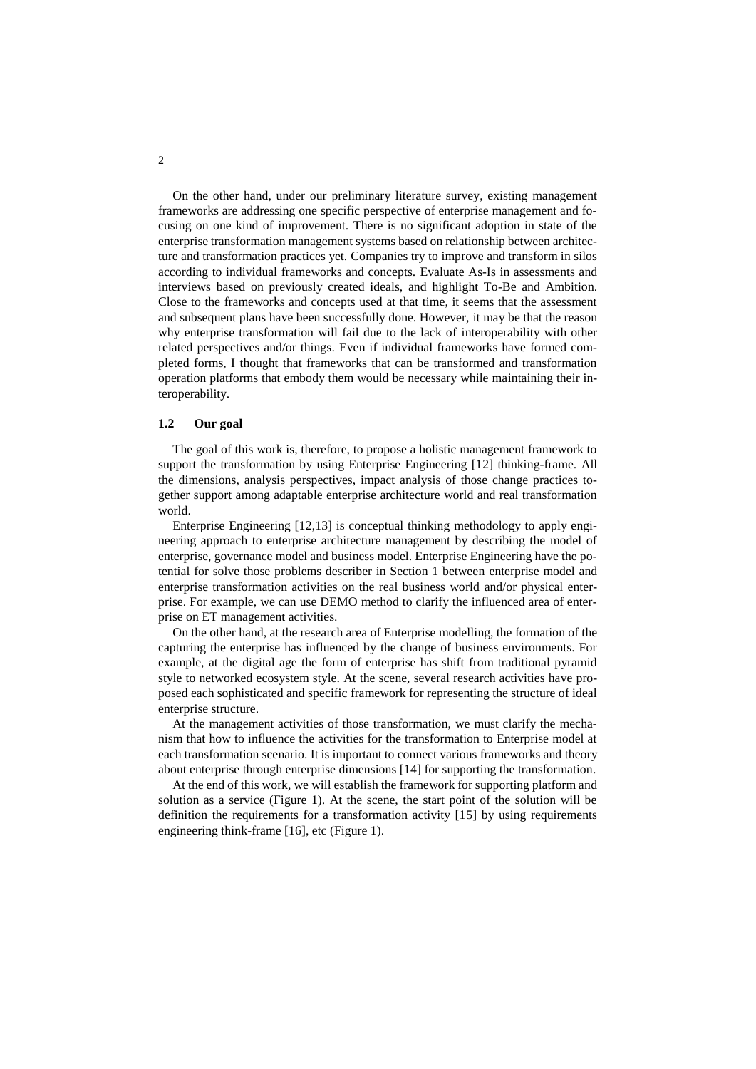On the other hand, under our preliminary literature survey, existing management frameworks are addressing one specific perspective of enterprise management and focusing on one kind of improvement. There is no significant adoption in state of the enterprise transformation management systems based on relationship between architecture and transformation practices yet. Companies try to improve and transform in silos according to individual frameworks and concepts. Evaluate As-Is in assessments and interviews based on previously created ideals, and highlight To-Be and Ambition. Close to the frameworks and concepts used at that time, it seems that the assessment and subsequent plans have been successfully done. However, it may be that the reason why enterprise transformation will fail due to the lack of interoperability with other related perspectives and/or things. Even if individual frameworks have formed completed forms, I thought that frameworks that can be transformed and transformation operation platforms that embody them would be necessary while maintaining their interoperability.

### 1.2 Our goal

The goal of this work is, therefore, to propose a holistic management framework to support the transformation by using Enterprise Engineering [12] thinking-frame. All the dimensions, analysis perspectives, impact analysis of those change practices together support among adaptable enterprise architecture world and real transformation world.

Enterprise Engineering [12,13] is conceptual thinking methodology to apply engineering approach to enterprise architecture management by describing the model of enterprise, governance model and business model. Enterprise Engineering have the potential for solve those problems describer in Section 1 between enterprise model and enterprise transformation activities on the real business world and/or physical enterprise. For example, we can use DEMO method to clarify the influenced area of enterprise on ET management activities.

On the other hand, at the research area of Enterprise modelling, the formation of the capturing the enterprise has influenced by the change of business environments. For example, at the digital age the form of enterprise has shift from traditional pyramid style to networked ecosystem style. At the scene, several research activities have proposed each sophisticated and specific framework for representing the structure of ideal enterprise structure.

At the management activities of those transformation, we must clarify the mechanism that how to influence the activities for the transformation to Enterprise model at each transformation scenario. It is important to connect various frameworks and theory about enterprise through enterprise dimensions [14] for supporting the transformation.

At the end of this work, we will establish the framework for supporting platform and solution as a service (Figure 1). At the scene, the start point of the solution will be definition the requirements for a transformation activity [15] by using requirements engineering think-frame [16], etc (Figure 1).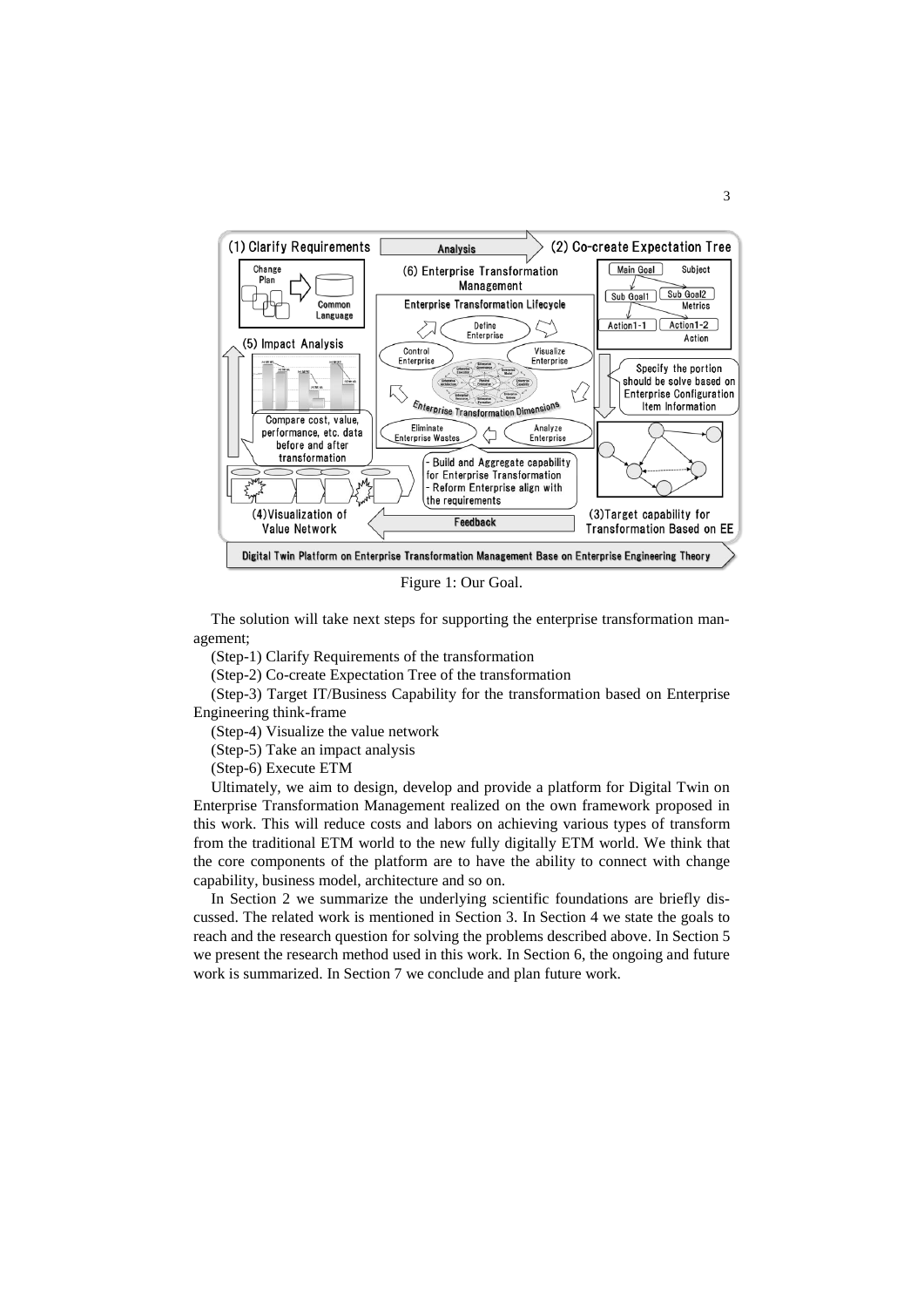Figure 1: Our Goal.

The solution will take next steps for supporting the enterprise transformation management;

(Step-1) Clarify Requirements of the transformation

(Step-2) Co-create Expectation Tree of the transformation

(Step-3) Target IT/Business Capability for the transformation based on Enterprise Engineering think-frame

(Step-4) Visualize the value network

(Step-5) Take an impact analysis

(Step-6) Execute ETM

Ultimately, we aim to design, develop and provide a platform for Digital Twin on Enterprise Transformation Management realized on the own framework proposed in this work. This will reduce costs and labors on achieving various types of transform from the traditional ETM world to the new fully digitally ETM world. We think that the core components of the platform are to have the ability to connect with change capability, business model, architecture and so on.

In Section 2 we summarize the underlying scientific foundations are briefly discussed. The related work is mentioned in Section 3. In Section 4 we state the goals to reach and the research question for solving the problems described above. In Section 5 we present the research method used in this work. In Section 6, the ongoing and future work is summarized. In Section 7 we conclude and plan future work.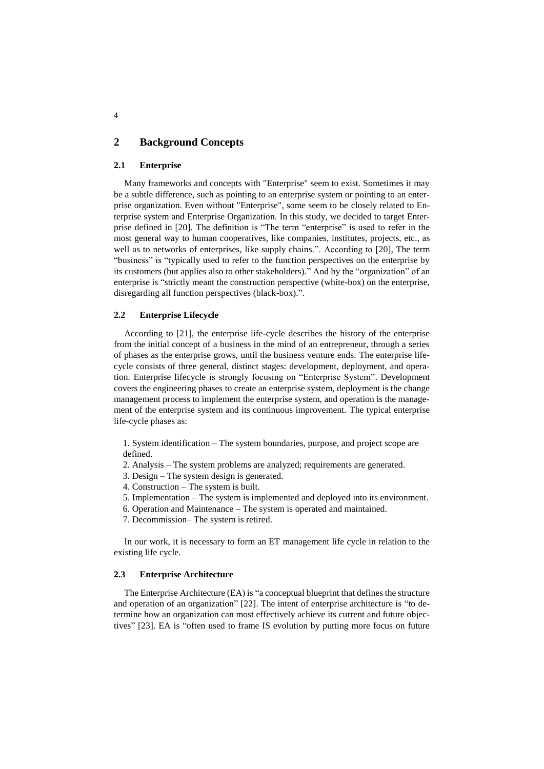## 2 Background Concepts

### 2.1 Enterprise

Many frameworks and concepts with "Enterprise" seem to exist. Sometimes it may be a subtle difference, such as pointing to an enterprise system or pointing to an enterprise organization. Even without "Enterprise", some seem to be closely related to Enterprise system and Enterprise Organization. In this study, we decided to target Enterprise defined in [20]. The definition is "The term "enterprise" is used to refer in the most general way to human cooperatives, like companies, institutes, projects, etc., as well as to networks of enterprises, like supply chains.". According to [20], The term "business" is "typically used to refer to the function perspectives on the enterprise by its customers (but applies also to other stakeholders)." And by the "organization" of an enterprise is "strictly meant the construction perspective (white-box) on the enterprise, disregarding all function perspectives (black-box).".

### 2.2 Enterprise Lifecycle

According to [21], the enterprise life-cycle describes the history of the enterprise from the initial concept of a business in the mind of an entrepreneur, through a series of phases as the enterprise grows, until the business venture ends. The enterprise lifecycle consists of three general, distinct stages: development, deployment, and operation. Enterprise lifecycle is strongly focusing on "Enterprise System". Development covers the engineering phases to create an enterprise system, deployment is the change management process to implement the enterprise system, and operation is the management of the enterprise system and its continuous improvement. The typical enterprise life-cycle phases as:

1. System identification – The system boundaries, purpose, and project scope are defined.
2. Analysis – The system problems are analyzed; requirements are generated.
3. Design – The system design is generated.
4. Construction – The system is built.
5. Implementation – The system is implemented and deployed into its environment.
6. Operation and Maintenance – The system is operated and maintained.
7. Decommission– The system is retired.

In our work, it is necessary to form an ET management life cycle in relation to the existing life cycle.

### 2.3 Enterprise Architecture

The Enterprise Architecture (EA) is "a conceptual blueprint that defines the structure and operation of an organization" [22]. The intent of enterprise architecture is "to determine how an organization can most effectively achieve its current and future objectives" [23]. EA is "often used to frame IS evolution by putting more focus on future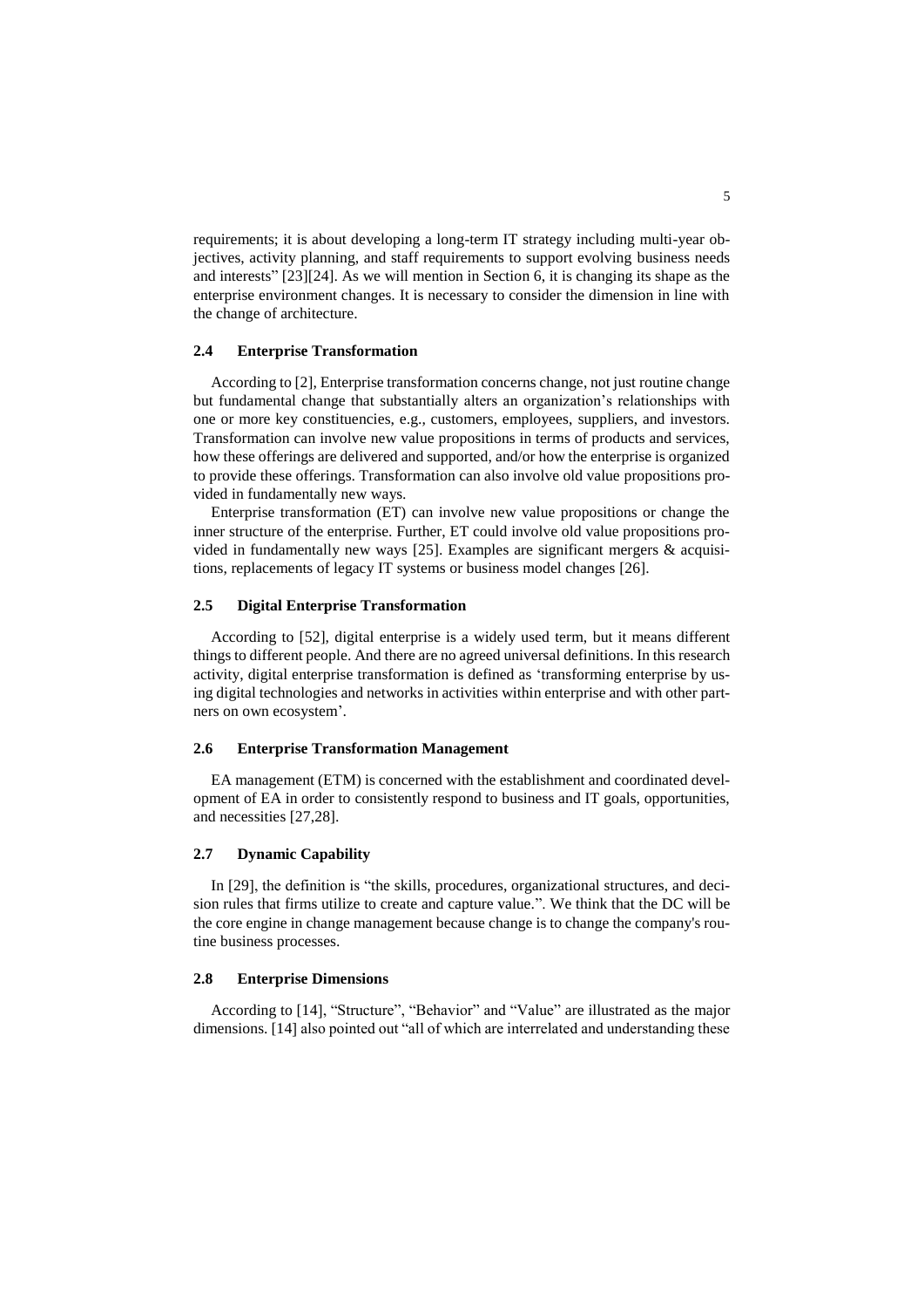requirements; it is about developing a long-term IT strategy including multi-year objectives, activity planning, and staff requirements to support evolving business needs and interests" [23][24]. As we will mention in Section 6, it is changing its shape as the enterprise environment changes. It is necessary to consider the dimension in line with the change of architecture.

### 2.4 Enterprise Transformation

According to [2], Enterprise transformation concerns change, not just routine change but fundamental change that substantially alters an organization's relationships with one or more key constituencies, e.g., customers, employees, suppliers, and investors. Transformation can involve new value propositions in terms of products and services, how these offerings are delivered and supported, and/or how the enterprise is organized to provide these offerings. Transformation can also involve old value propositions provided in fundamentally new ways.

Enterprise transformation (ET) can involve new value propositions or change the inner structure of the enterprise. Further, ET could involve old value propositions provided in fundamentally new ways [25]. Examples are significant mergers & acquisitions, replacements of legacy IT systems or business model changes [26].

### 2.5 Digital Enterprise Transformation

According to [52], digital enterprise is a widely used term, but it means different things to different people. And there are no agreed universal definitions. In this research activity, digital enterprise transformation is defined as 'transforming enterprise by using digital technologies and networks in activities within enterprise and with other partners on own ecosystem'.

### 2.6 Enterprise Transformation Management

EA management (ETM) is concerned with the establishment and coordinated development of EA in order to consistently respond to business and IT goals, opportunities, and necessities [27,28].

### 2.7 Dynamic Capability

In [29], the definition is "the skills, procedures, organizational structures, and decision rules that firms utilize to create and capture value.". We think that the DC will be the core engine in change management because change is to change the company's routine business processes.

### 2.8 Enterprise Dimensions

According to [14], "Structure", "Behavior" and "Value" are illustrated as the major dimensions. [14] also pointed out "all of which are interrelated and understanding these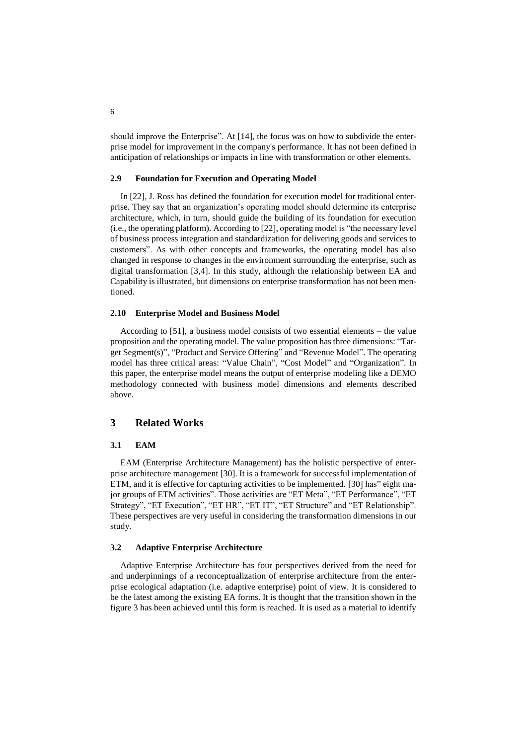should improve the Enterprise". At [14], the focus was on how to subdivide the enterprise model for improvement in the company's performance. It has not been defined in anticipation of relationships or impacts in line with transformation or other elements.

### 2.9 Foundation for Execution and Operating Model

In [22], J. Ross has defined the foundation for execution model for traditional enterprise. They say that an organization's operating model should determine its enterprise architecture, which, in turn, should guide the building of its foundation for execution (i.e., the operating platform). According to [22], operating model is "the necessary level of business process integration and standardization for delivering goods and services to customers". As with other concepts and frameworks, the operating model has also changed in response to changes in the environment surrounding the enterprise, such as digital transformation [3,4]. In this study, although the relationship between EA and Capability is illustrated, but dimensions on enterprise transformation has not been mentioned.

### 2.10 Enterprise Model and Business Model

According to [51], a business model consists of two essential elements – the value proposition and the operating model. The value proposition has three dimensions: "Target Segment(s)", "Product and Service Offering" and "Revenue Model". The operating model has three critical areas: "Value Chain", "Cost Model" and "Organization". In this paper, the enterprise model means the output of enterprise modeling like a DEMO methodology connected with business model dimensions and elements described above.

## 3 Related Works

### 3.1 EAM

EAM (Enterprise Architecture Management) has the holistic perspective of enterprise architecture management [30]. It is a framework for successful implementation of ETM, and it is effective for capturing activities to be implemented. [30] has" eight major groups of ETM activities". Those activities are "ET Meta", "ET Performance", "ET Strategy", "ET Execution", "ET HR", "ET IT", "ET Structure" and "ET Relationship". These perspectives are very useful in considering the transformation dimensions in our study.

### 3.2 Adaptive Enterprise Architecture

Adaptive Enterprise Architecture has four perspectives derived from the need for and underpinnings of a reconceptualization of enterprise architecture from the enterprise ecological adaptation (i.e. adaptive enterprise) point of view. It is considered to be the latest among the existing EA forms. It is thought that the transition shown in the figure 3 has been achieved until this form is reached. It is used as a material to identify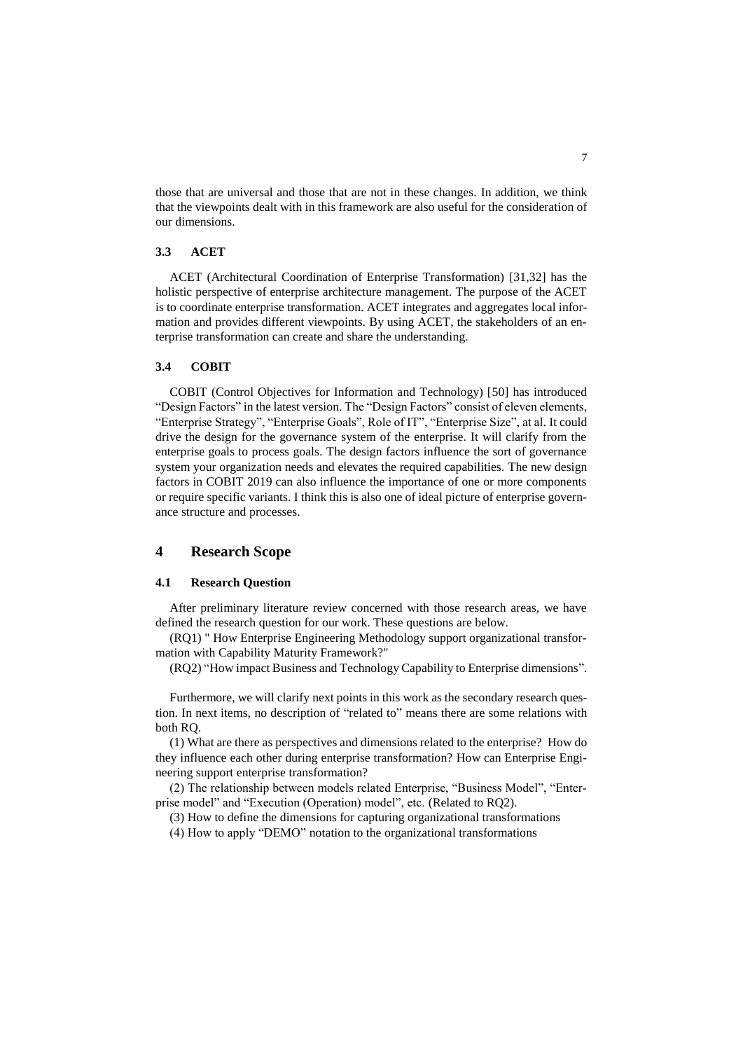those that are universal and those that are not in these changes. In addition, we think that the viewpoints dealt with in this framework are also useful for the consideration of our dimensions.

### 3.3 ACET

ACET (Architectural Coordination of Enterprise Transformation) [31,32] has the holistic perspective of enterprise architecture management. The purpose of the ACET is to coordinate enterprise transformation. ACET integrates and aggregates local information and provides different viewpoints. By using ACET, the stakeholders of an enterprise transformation can create and share the understanding.

### 3.4 COBIT

COBIT (Control Objectives for Information and Technology) [50] has introduced "Design Factors" in the latest version. The "Design Factors" consist of eleven elements, "Enterprise Strategy", "Enterprise Goals", Role of IT", "Enterprise Size", at al. It could drive the design for the governance system of the enterprise. It will clarify from the enterprise goals to process goals. The design factors influence the sort of governance system your organization needs and elevates the required capabilities. The new design factors in COBIT 2019 can also influence the importance of one or more components or require specific variants. I think this is also one of ideal picture of enterprise governance structure and processes.

## 4 Research Scope

### 4.1 Research Question

After preliminary literature review concerned with those research areas, we have defined the research question for our work. These questions are below.

(RQ1) " How Enterprise Engineering Methodology support organizational transformation with Capability Maturity Framework?"

(RQ2) "How impact Business and Technology Capability to Enterprise dimensions".

Furthermore, we will clarify next points in this work as the secondary research question. In next items, no description of "related to" means there are some relations with both RQ.

(1) What are there as perspectives and dimensions related to the enterprise? How do they influence each other during enterprise transformation? How can Enterprise Engineering support enterprise transformation?

(2) The relationship between models related Enterprise, "Business Model", "Enterprise model" and "Execution (Operation) model", etc. (Related to RQ2).

(3) How to define the dimensions for capturing organizational transformations

(4) How to apply "DEMO" notation to the organizational transformations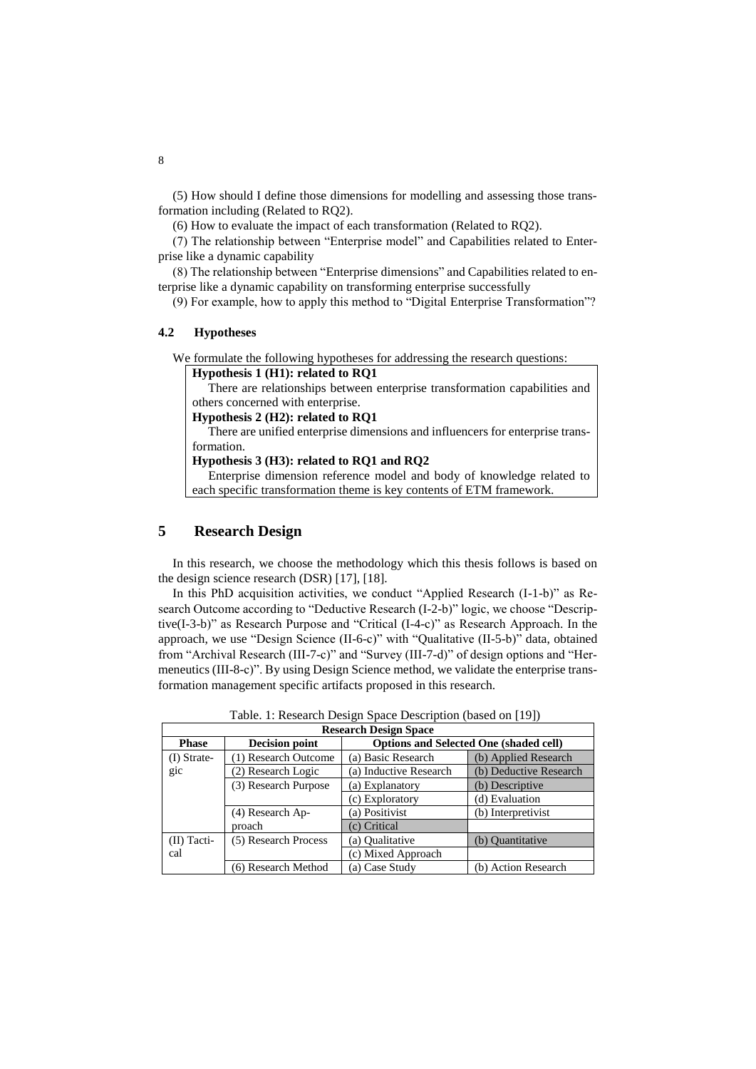(5) How should I define those dimensions for modelling and assessing those transformation including (Related to RQ2).

(6) How to evaluate the impact of each transformation (Related to RQ2).

(7) The relationship between "Enterprise model" and Capabilities related to Enterprise like a dynamic capability

(8) The relationship between "Enterprise dimensions" and Capabilities related to enterprise like a dynamic capability on transforming enterprise successfully

(9) For example, how to apply this method to "Digital Enterprise Transformation"?

### 4.2 Hypotheses

We formulate the following hypotheses for addressing the research questions:

**Hypothesis 1 (H1): related to RQ1**

There are relationships between enterprise transformation capabilities and others concerned with enterprise.

**Hypothesis 2 (H2): related to RQ1**

There are unified enterprise dimensions and influencers for enterprise transformation.

**Hypothesis 3 (H3): related to RQ1 and RQ2**

Enterprise dimension reference model and body of knowledge related to each specific transformation theme is key contents of ETM framework.

## 5 Research Design

In this research, we choose the methodology which this thesis follows is based on the design science research (DSR) [17], [18].

In this PhD acquisition activities, we conduct "Applied Research (I-1-b)" as Research Outcome according to "Deductive Research (I-2-b)" logic, we choose "Descriptive(I-3-b)" as Research Purpose and "Critical (I-4-c)" as Research Approach. In the approach, we use "Design Science (II-6-c)" with "Qualitative (II-5-b)" data, obtained from "Archival Research (III-7-c)" and "Survey (III-7-d)" of design options and "Hermeneutics (III-8-c)". By using Design Science method, we validate the enterprise transformation management specific artifacts proposed in this research.

Table. 1: Research Design Space Description (based on [19])

| Research Design Space | | | |
|---|---|---|---|
| **Phase** | **Decision point** | **Options and Selected One (shaded cell)** | |
| (I) Strategic | (1) Research Outcome | (a) Basic Research | (b) Applied Research |
| | (2) Research Logic | (a) Inductive Research | (b) Deductive Research |
| | (3) Research Purpose | (a) Explanatory | (b) Descriptive |
| | | (c) Exploratory | (d) Evaluation |
| | (4) Research Approach | (a) Positivist | (b) Interpretivist |
| | | (c) Critical | |
| (II) Tactical | (5) Research Process | (a) Qualitative | (b) Quantitative |
| | | (c) Mixed Approach | |
| | (6) Research Method | (a) Case Study | (b) Action Research |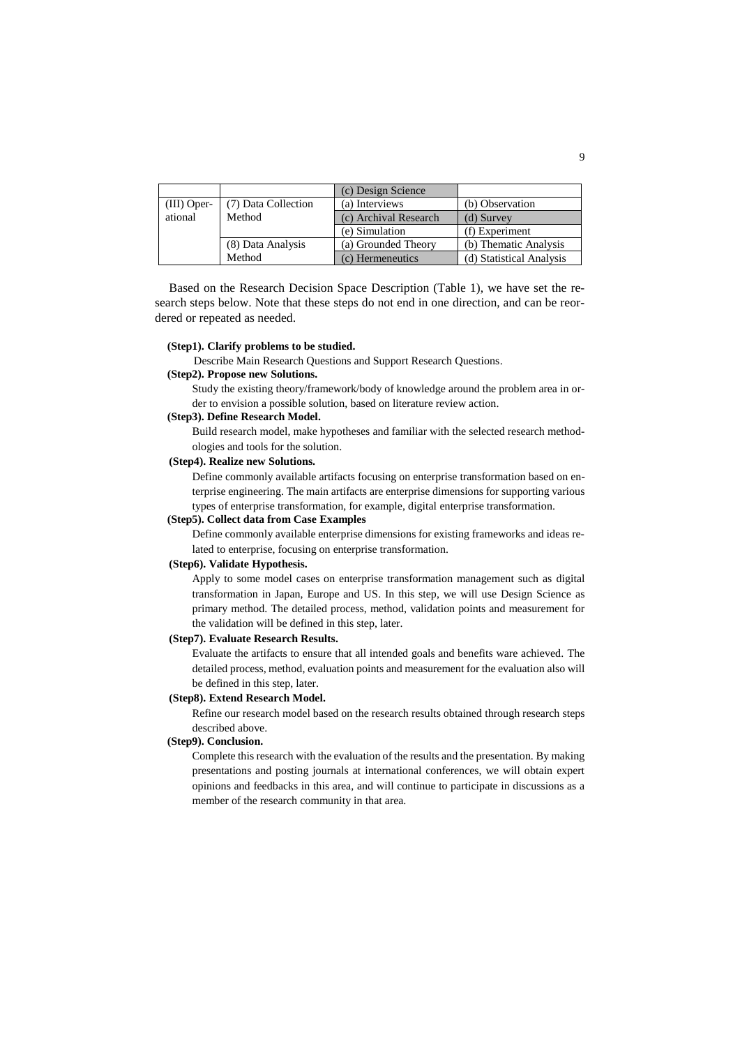| | | (c) Design Science | |
|---|---|---|---|
| (III) Operational | (7) Data Collection Method | (a) Interviews | (b) Observation |
| | | (c) Archival Research | (d) Survey |
| | | (e) Simulation | (f) Experiment |
| | (8) Data Analysis Method | (a) Grounded Theory | (b) Thematic Analysis |
| | | (c) Hermeneutics | (d) Statistical Analysis |

Based on the Research Decision Space Description (Table 1), we have set the research steps below. Note that these steps do not end in one direction, and can be reordered or repeated as needed.

**(Step1). Clarify problems to be studied.**

Describe Main Research Questions and Support Research Questions.

**(Step2). Propose new Solutions.**

Study the existing theory/framework/body of knowledge around the problem area in order to envision a possible solution, based on literature review action.

**(Step3). Define Research Model.**

Build research model, make hypotheses and familiar with the selected research methodologies and tools for the solution.

**(Step4). Realize new Solutions.**

Define commonly available artifacts focusing on enterprise transformation based on enterprise engineering. The main artifacts are enterprise dimensions for supporting various types of enterprise transformation, for example, digital enterprise transformation.

**(Step5). Collect data from Case Examples**

Define commonly available enterprise dimensions for existing frameworks and ideas related to enterprise, focusing on enterprise transformation.

**(Step6). Validate Hypothesis.**

Apply to some model cases on enterprise transformation management such as digital transformation in Japan, Europe and US. In this step, we will use Design Science as primary method. The detailed process, method, validation points and measurement for the validation will be defined in this step, later.

**(Step7). Evaluate Research Results.**

Evaluate the artifacts to ensure that all intended goals and benefits ware achieved. The detailed process, method, evaluation points and measurement for the evaluation also will be defined in this step, later.

**(Step8). Extend Research Model.**

Refine our research model based on the research results obtained through research steps described above.

**(Step9). Conclusion.**

Complete this research with the evaluation of the results and the presentation. By making presentations and posting journals at international conferences, we will obtain expert opinions and feedbacks in this area, and will continue to participate in discussions as a member of the research community in that area.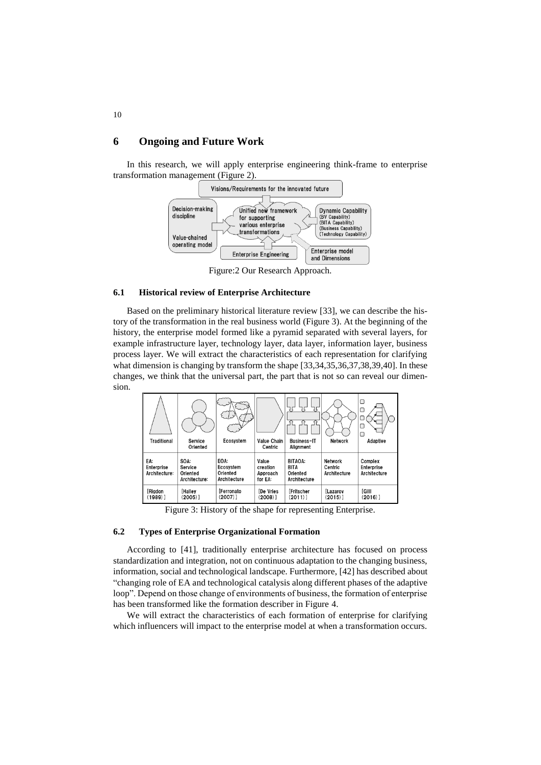# 6 Ongoing and Future Work

In this research, we will apply enterprise engineering think-frame to enterprise transformation management (Figure 2).

Figure:2 Our Research Approach.

## 6.1 Historical review of Enterprise Architecture

Based on the preliminary historical literature review [33], we can describe the history of the transformation in the real business world (Figure 3). At the beginning of the history, the enterprise model formed like a pyramid separated with several layers, for example infrastructure layer, technology layer, data layer, information layer, business process layer. We will extract the characteristics of each representation for clarifying what dimension is changing by transform the shape [33,34,35,36,37,38,39,40]. In these changes, we think that the universal part, the part that is not so can reveal our dimension.

| Traditional | Service Oriented | Ecosystem | Value Chain Centric | Business-IT Alignment | Network | Adaptive |
|---|---|---|---|---|---|---|
| EA: Enterprise Architecture: | SOA: Service Oriented Architecture: | EOA: Ecosystem Oriented Architecture | Value creation Approach for EA: | BITAOA: BITA Oriented Architecture | Network Centric Architecture | Complex Enterprise Architecture |
| [Rigdon (1989)] | [Halley (2005)] | [Ferronato (2007)] | [De Vries (2008)] | [Fritscher (2011)] | [Lazarov (2015)] | [Gill (2016)] |

Figure 3: History of the shape for representing Enterprise.

## 6.2 Types of Enterprise Organizational Formation

According to [41], traditionally enterprise architecture has focused on process standardization and integration, not on continuous adaptation to the changing business, information, social and technological landscape. Furthermore, [42] has described about "changing role of EA and technological catalysis along different phases of the adaptive loop". Depend on those change of environments of business, the formation of enterprise has been transformed like the formation describer in Figure 4.

We will extract the characteristics of each formation of enterprise for clarifying which influencers will impact to the enterprise model at when a transformation occurs.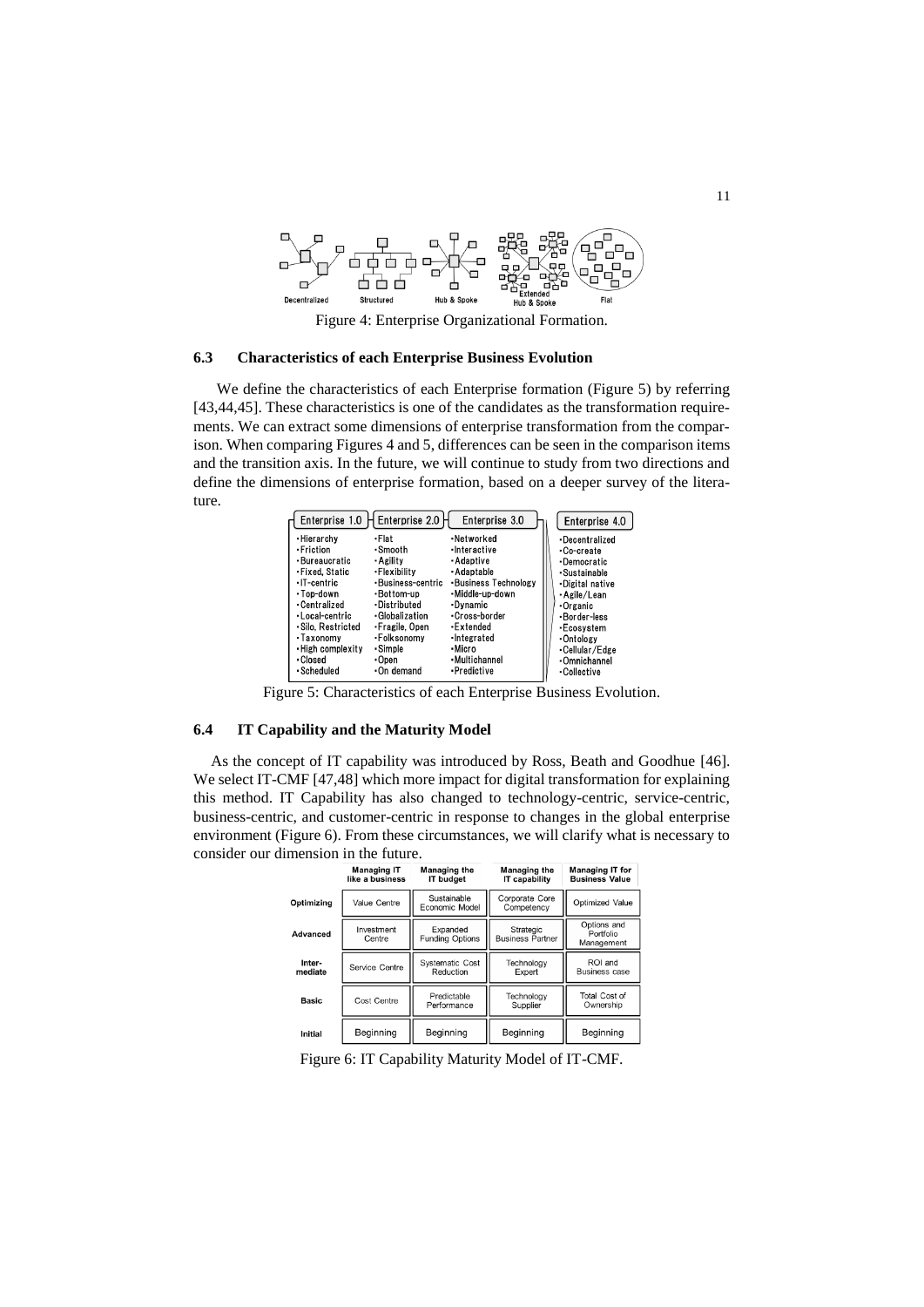Decentralized | Structured | Hub & Spoke | Extended Hub & Spoke | Flat

Figure 4: Enterprise Organizational Formation.

### 6.3 Characteristics of each Enterprise Business Evolution

We define the characteristics of each Enterprise formation (Figure 5) by referring [43,44,45]. These characteristics is one of the candidates as the transformation requirements. We can extract some dimensions of enterprise transformation from the comparison. When comparing Figures 4 and 5, differences can be seen in the comparison items and the transition axis. In the future, we will continue to study from two directions and define the dimensions of enterprise formation, based on a deeper survey of the literature.

| Enterprise 1.0 | Enterprise 2.0 | Enterprise 3.0 | Enterprise 4.0 |
|---|---|---|---|
| ・Hierarchy | ・Flat | ・Networked | ・Decentralized |
| ・Friction | ・Smooth | ・Interactive | ・Co-create |
| ・Bureaucratic | ・Agility | ・Adaptive | ・Democratic |
| ・Fixed, Static | ・Flexibility | ・Adaptable | ・Sustainable |
| ・IT-centric | ・Business-centric | ・Business Technology | ・Digital native |
| ・Top-down | ・Bottom-up | ・Middle-up-down | ・Agile/Lean |
| ・Centralized | ・Distributed | ・Dynamic | ・Organic |
| ・Local-centric | ・Globalization | ・Cross-border | ・Border-less |
| ・Silo, Restricted | ・Fragile, Open | ・Extended | ・Ecosystem |
| ・Taxonomy | ・Folksonomy | ・Integrated | ・Ontology |
| ・High complexity | ・Simple | ・Micro | ・Cellular/Edge |
| ・Closed | ・Open | ・Multichannel | ・Omnichannel |
| ・Scheduled | ・On demand | ・Predictive | ・Collective |

Figure 5: Characteristics of each Enterprise Business Evolution.

### 6.4 IT Capability and the Maturity Model

As the concept of IT capability was introduced by Ross, Beath and Goodhue [46]. We select IT-CMF [47,48] which more impact for digital transformation for explaining this method. IT Capability has also changed to technology-centric, service-centric, business-centric, and customer-centric in response to changes in the global enterprise environment (Figure 6). From these circumstances, we will clarify what is necessary to consider our dimension in the future.

| | Managing IT like a business | Managing the IT budget | Managing the IT capability | Managing IT for Business Value |
|---|---|---|---|---|
| Optimizing | Value Centre | Sustainable Economic Model | Corporate Core Competency | Optimized Value |
| Advanced | Investment Centre | Expanded Funding Options | Strategic Business Partner | Options and Portfolio Management |
| Inter-mediate | Service Centre | Systematic Cost Reduction | Technology Expert | ROI and Business case |
| Basic | Cost Centre | Predictable Performance | Technology Supplier | Total Cost of Ownership |
| Initial | Beginning | Beginning | Beginning | Beginning |

Figure 6: IT Capability Maturity Model of IT-CMF.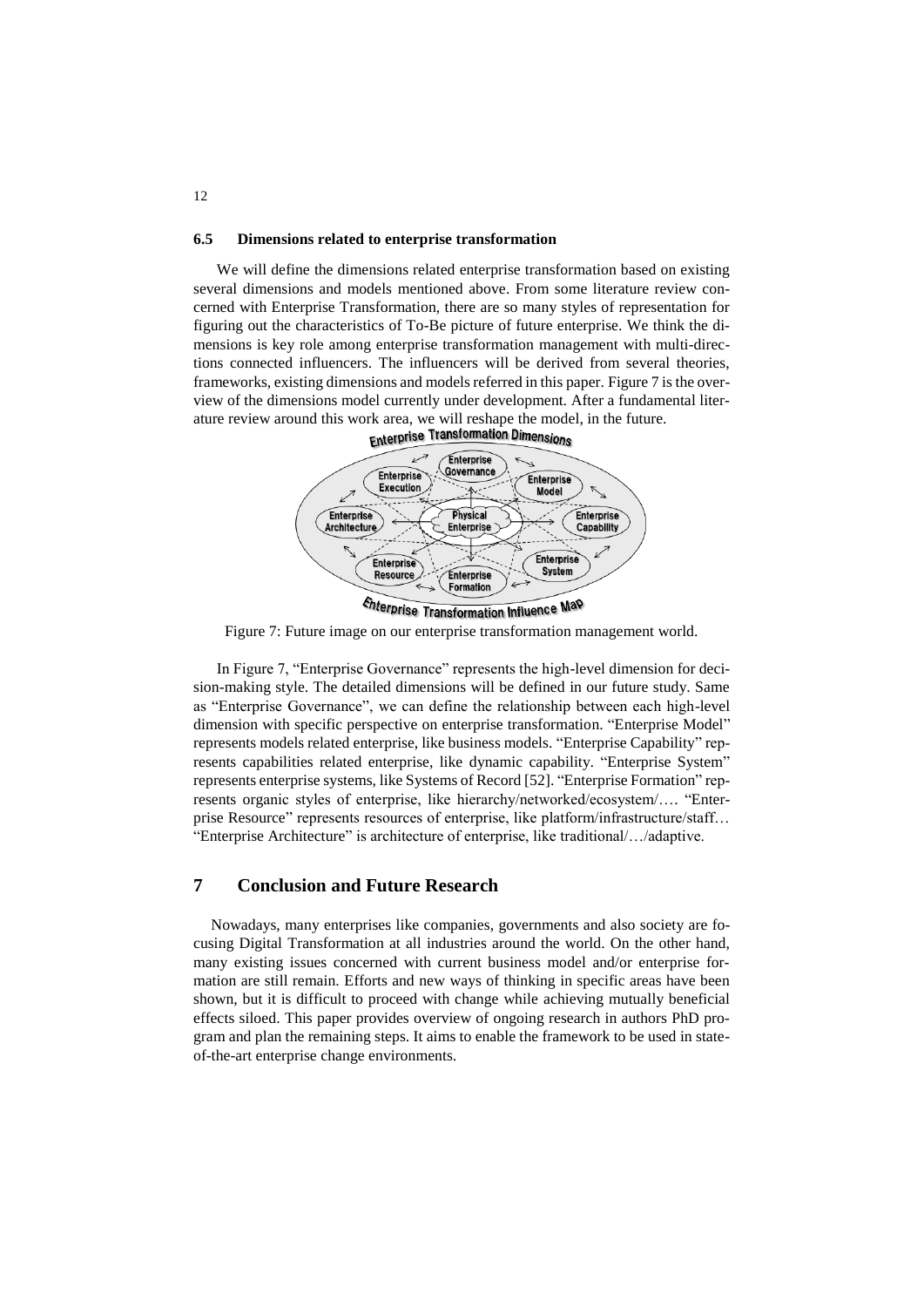### 6.5 Dimensions related to enterprise transformation

We will define the dimensions related enterprise transformation based on existing several dimensions and models mentioned above. From some literature review concerned with Enterprise Transformation, there are so many styles of representation for figuring out the characteristics of To-Be picture of future enterprise. We think the dimensions is key role among enterprise transformation management with multi-directions connected influencers. The influencers will be derived from several theories, frameworks, existing dimensions and models referred in this paper. Figure 7 is the overview of the dimensions model currently under development. After a fundamental literature review around this work area, we will reshape the model, in the future.

Figure 7: Future image on our enterprise transformation management world.

In Figure 7, "Enterprise Governance" represents the high-level dimension for decision-making style. The detailed dimensions will be defined in our future study. Same as "Enterprise Governance", we can define the relationship between each high-level dimension with specific perspective on enterprise transformation. "Enterprise Model" represents models related enterprise, like business models. "Enterprise Capability" represents capabilities related enterprise, like dynamic capability. "Enterprise System" represents enterprise systems, like Systems of Record [52]. "Enterprise Formation" represents organic styles of enterprise, like hierarchy/networked/ecosystem/…. "Enterprise Resource" represents resources of enterprise, like platform/infrastructure/staff… "Enterprise Architecture" is architecture of enterprise, like traditional/…/adaptive.

## 7 Conclusion and Future Research

Nowadays, many enterprises like companies, governments and also society are focusing Digital Transformation at all industries around the world. On the other hand, many existing issues concerned with current business model and/or enterprise formation are still remain. Efforts and new ways of thinking in specific areas have been shown, but it is difficult to proceed with change while achieving mutually beneficial effects siloed. This paper provides overview of ongoing research in authors PhD program and plan the remaining steps. It aims to enable the framework to be used in state-of-the-art enterprise change environments.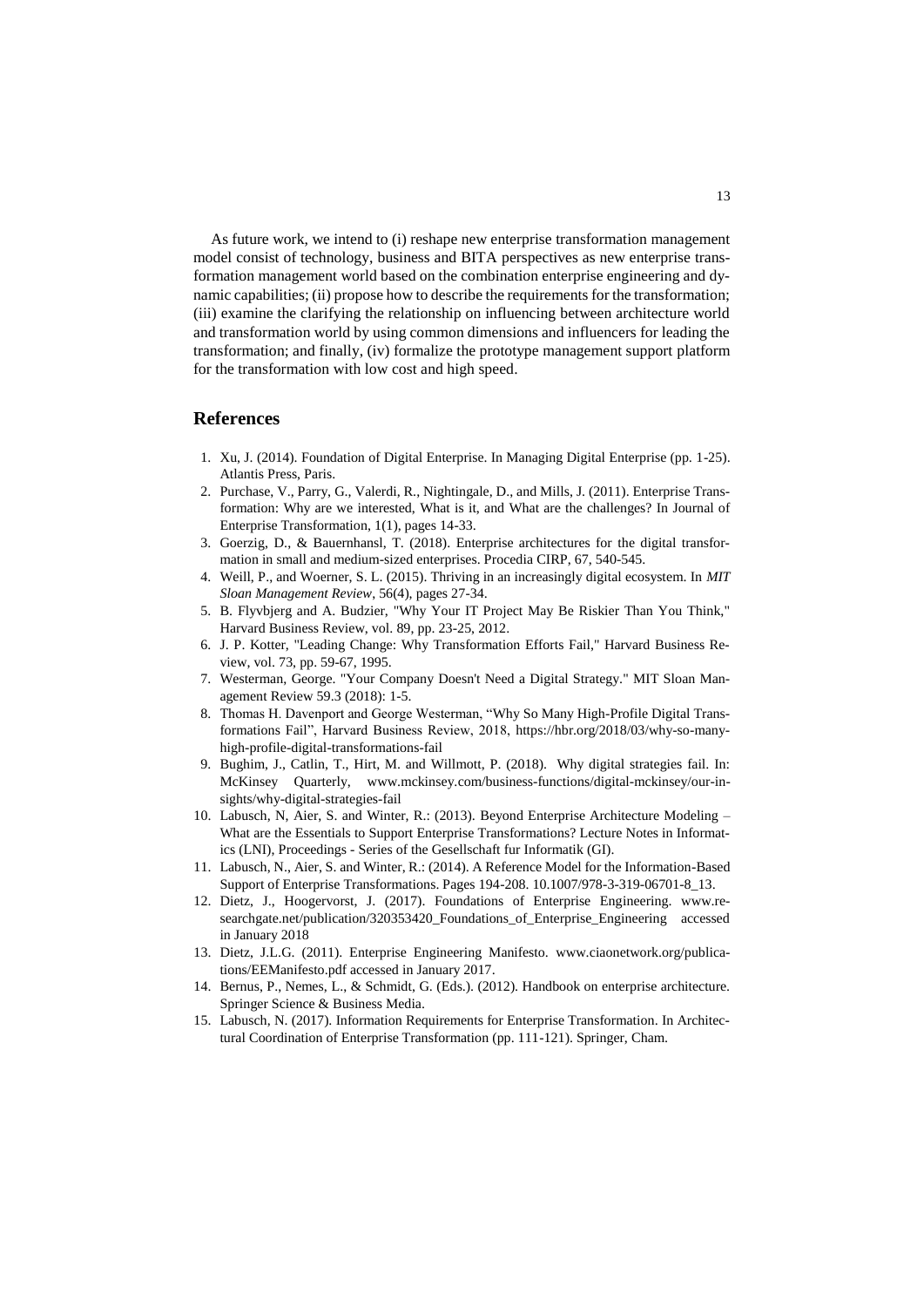As future work, we intend to (i) reshape new enterprise transformation management model consist of technology, business and BITA perspectives as new enterprise transformation management world based on the combination enterprise engineering and dynamic capabilities; (ii) propose how to describe the requirements for the transformation; (iii) examine the clarifying the relationship on influencing between architecture world and transformation world by using common dimensions and influencers for leading the transformation; and finally, (iv) formalize the prototype management support platform for the transformation with low cost and high speed.

## References

1. Xu, J. (2014). Foundation of Digital Enterprise. In Managing Digital Enterprise (pp. 1-25). Atlantis Press, Paris.
2. Purchase, V., Parry, G., Valerdi, R., Nightingale, D., and Mills, J. (2011). Enterprise Transformation: Why are we interested, What is it, and What are the challenges? In Journal of Enterprise Transformation, 1(1), pages 14-33.
3. Goerzig, D., & Bauernhansl, T. (2018). Enterprise architectures for the digital transformation in small and medium-sized enterprises. Procedia CIRP, 67, 540-545.
4. Weill, P., and Woerner, S. L. (2015). Thriving in an increasingly digital ecosystem. In *MIT Sloan Management Review*, 56(4), pages 27-34.
5. B. Flyvbjerg and A. Budzier, "Why Your IT Project May Be Riskier Than You Think," Harvard Business Review, vol. 89, pp. 23-25, 2012.
6. J. P. Kotter, "Leading Change: Why Transformation Efforts Fail," Harvard Business Review, vol. 73, pp. 59-67, 1995.
7. Westerman, George. "Your Company Doesn't Need a Digital Strategy." MIT Sloan Management Review 59.3 (2018): 1-5.
8. Thomas H. Davenport and George Westerman, "Why So Many High-Profile Digital Transformations Fail", Harvard Business Review, 2018, https://hbr.org/2018/03/why-so-many-high-profile-digital-transformations-fail
9. Bughim, J., Catlin, T., Hirt, M. and Willmott, P. (2018). Why digital strategies fail. In: McKinsey Quarterly, www.mckinsey.com/business-functions/digital-mckinsey/our-insights/why-digital-strategies-fail
10. Labusch, N, Aier, S. and Winter, R.: (2013). Beyond Enterprise Architecture Modeling – What are the Essentials to Support Enterprise Transformations? Lecture Notes in Informatics (LNI), Proceedings - Series of the Gesellschaft fur Informatik (GI).
11. Labusch, N., Aier, S. and Winter, R.: (2014). A Reference Model for the Information-Based Support of Enterprise Transformations. Pages 194-208. 10.1007/978-3-319-06701-8_13.
12. Dietz, J., Hoogervorst, J. (2017). Foundations of Enterprise Engineering. www.researchgate.net/publication/320353420_Foundations_of_Enterprise_Engineering accessed in January 2018
13. Dietz, J.L.G. (2011). Enterprise Engineering Manifesto. www.ciaonetwork.org/publications/EEManifesto.pdf accessed in January 2017.
14. Bernus, P., Nemes, L., & Schmidt, G. (Eds.). (2012). Handbook on enterprise architecture. Springer Science & Business Media.
15. Labusch, N. (2017). Information Requirements for Enterprise Transformation. In Architectural Coordination of Enterprise Transformation (pp. 111-121). Springer, Cham.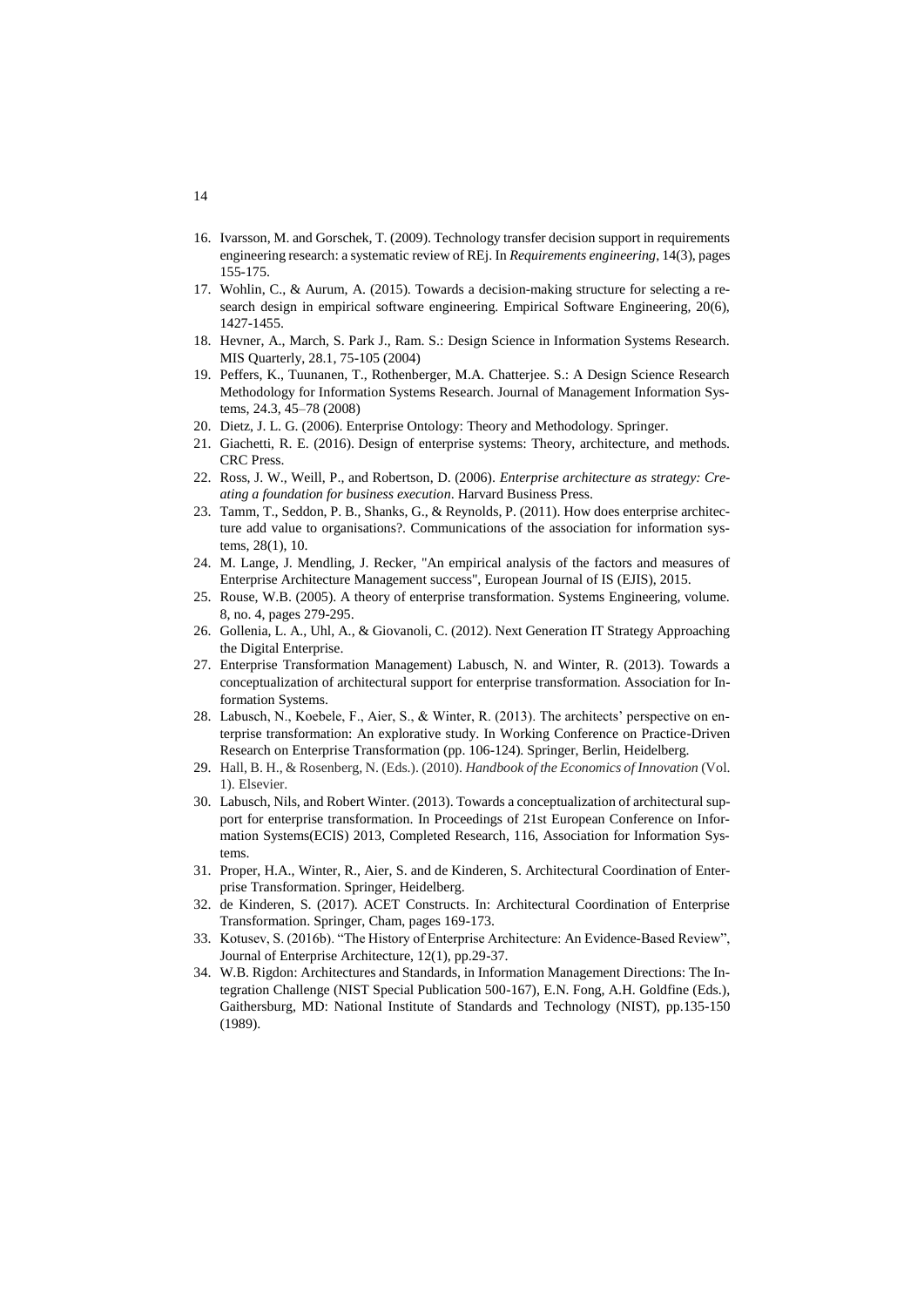16. Ivarsson, M. and Gorschek, T. (2009). Technology transfer decision support in requirements engineering research: a systematic review of REj. In *Requirements engineering*, 14(3), pages 155-175.
17. Wohlin, C., & Aurum, A. (2015). Towards a decision-making structure for selecting a research design in empirical software engineering. Empirical Software Engineering, 20(6), 1427-1455.
18. Hevner, A., March, S. Park J., Ram. S.: Design Science in Information Systems Research. MIS Quarterly, 28.1, 75-105 (2004)
19. Peffers, K., Tuunanen, T., Rothenberger, M.A. Chatterjee. S.: A Design Science Research Methodology for Information Systems Research. Journal of Management Information Systems, 24.3, 45–78 (2008)
20. Dietz, J. L. G. (2006). Enterprise Ontology: Theory and Methodology. Springer.
21. Giachetti, R. E. (2016). Design of enterprise systems: Theory, architecture, and methods. CRC Press.
22. Ross, J. W., Weill, P., and Robertson, D. (2006). *Enterprise architecture as strategy: Creating a foundation for business execution*. Harvard Business Press.
23. Tamm, T., Seddon, P. B., Shanks, G., & Reynolds, P. (2011). How does enterprise architecture add value to organisations?. Communications of the association for information systems, 28(1), 10.
24. M. Lange, J. Mendling, J. Recker, "An empirical analysis of the factors and measures of Enterprise Architecture Management success", European Journal of IS (EJIS), 2015.
25. Rouse, W.B. (2005). A theory of enterprise transformation. Systems Engineering, volume. 8, no. 4, pages 279-295.
26. Gollenia, L. A., Uhl, A., & Giovanoli, C. (2012). Next Generation IT Strategy Approaching the Digital Enterprise.
27. Enterprise Transformation Management) Labusch, N. and Winter, R. (2013). Towards a conceptualization of architectural support for enterprise transformation. Association for Information Systems.
28. Labusch, N., Koebele, F., Aier, S., & Winter, R. (2013). The architects' perspective on enterprise transformation: An explorative study. In Working Conference on Practice-Driven Research on Enterprise Transformation (pp. 106-124). Springer, Berlin, Heidelberg.
29. Hall, B. H., & Rosenberg, N. (Eds.). (2010). *Handbook of the Economics of Innovation* (Vol. 1). Elsevier.
30. Labusch, Nils, and Robert Winter. (2013). Towards a conceptualization of architectural support for enterprise transformation. In Proceedings of 21st European Conference on Information Systems(ECIS) 2013, Completed Research, 116, Association for Information Systems.
31. Proper, H.A., Winter, R., Aier, S. and de Kinderen, S. Architectural Coordination of Enterprise Transformation. Springer, Heidelberg.
32. de Kinderen, S. (2017). ACET Constructs. In: Architectural Coordination of Enterprise Transformation. Springer, Cham, pages 169-173.
33. Kotusev, S. (2016b). "The History of Enterprise Architecture: An Evidence-Based Review", Journal of Enterprise Architecture, 12(1), pp.29-37.
34. W.B. Rigdon: Architectures and Standards, in Information Management Directions: The Integration Challenge (NIST Special Publication 500-167), E.N. Fong, A.H. Goldfine (Eds.), Gaithersburg, MD: National Institute of Standards and Technology (NIST), pp.135-150 (1989).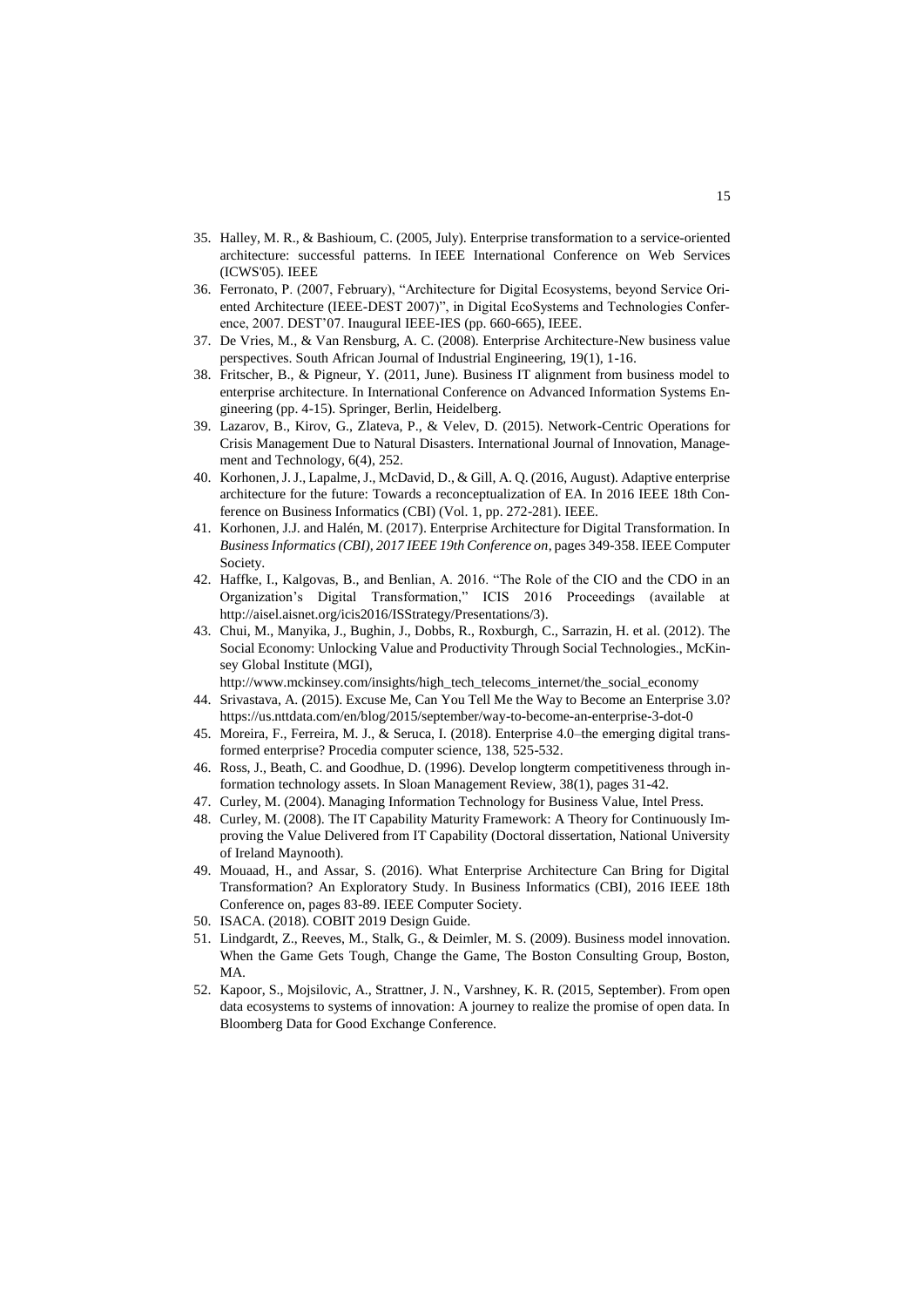35. Halley, M. R., & Bashioum, C. (2005, July). Enterprise transformation to a service-oriented architecture: successful patterns. In IEEE International Conference on Web Services (ICWS'05). IEEE
36. Ferronato, P. (2007, February), "Architecture for Digital Ecosystems, beyond Service Oriented Architecture (IEEE-DEST 2007)", in Digital EcoSystems and Technologies Conference, 2007. DEST'07. Inaugural IEEE-IES (pp. 660-665), IEEE.
37. De Vries, M., & Van Rensburg, A. C. (2008). Enterprise Architecture-New business value perspectives. South African Journal of Industrial Engineering, 19(1), 1-16.
38. Fritscher, B., & Pigneur, Y. (2011, June). Business IT alignment from business model to enterprise architecture. In International Conference on Advanced Information Systems Engineering (pp. 4-15). Springer, Berlin, Heidelberg.
39. Lazarov, B., Kirov, G., Zlateva, P., & Velev, D. (2015). Network-Centric Operations for Crisis Management Due to Natural Disasters. International Journal of Innovation, Management and Technology, 6(4), 252.
40. Korhonen, J. J., Lapalme, J., McDavid, D., & Gill, A. Q. (2016, August). Adaptive enterprise architecture for the future: Towards a reconceptualization of EA. In 2016 IEEE 18th Conference on Business Informatics (CBI) (Vol. 1, pp. 272-281). IEEE.
41. Korhonen, J.J. and Halén, M. (2017). Enterprise Architecture for Digital Transformation. In *Business Informatics (CBI), 2017 IEEE 19th Conference on*, pages 349-358. IEEE Computer Society.
42. Haffke, I., Kalgovas, B., and Benlian, A. 2016. "The Role of the CIO and the CDO in an Organization's Digital Transformation," ICIS 2016 Proceedings (available at http://aisel.aisnet.org/icis2016/ISStrategy/Presentations/3).
43. Chui, M., Manyika, J., Bughin, J., Dobbs, R., Roxburgh, C., Sarrazin, H. et al. (2012). The Social Economy: Unlocking Value and Productivity Through Social Technologies., McKinsey Global Institute (MGI), http://www.mckinsey.com/insights/high_tech_telecoms_internet/the_social_economy
44. Srivastava, A. (2015). Excuse Me, Can You Tell Me the Way to Become an Enterprise 3.0? https://us.nttdata.com/en/blog/2015/september/way-to-become-an-enterprise-3-dot-0
45. Moreira, F., Ferreira, M. J., & Seruca, I. (2018). Enterprise 4.0–the emerging digital transformed enterprise? Procedia computer science, 138, 525-532.
46. Ross, J., Beath, C. and Goodhue, D. (1996). Develop longterm competitiveness through information technology assets. In Sloan Management Review, 38(1), pages 31-42.
47. Curley, M. (2004). Managing Information Technology for Business Value, Intel Press.
48. Curley, M. (2008). The IT Capability Maturity Framework: A Theory for Continuously Improving the Value Delivered from IT Capability (Doctoral dissertation, National University of Ireland Maynooth).
49. Mouaad, H., and Assar, S. (2016). What Enterprise Architecture Can Bring for Digital Transformation? An Exploratory Study. In Business Informatics (CBI), 2016 IEEE 18th Conference on, pages 83-89. IEEE Computer Society.
50. ISACA. (2018). COBIT 2019 Design Guide.
51. Lindgardt, Z., Reeves, M., Stalk, G., & Deimler, M. S. (2009). Business model innovation. When the Game Gets Tough, Change the Game, The Boston Consulting Group, Boston, MA.
52. Kapoor, S., Mojsilovic, A., Strattner, J. N., Varshney, K. R. (2015, September). From open data ecosystems to systems of innovation: A journey to realize the promise of open data. In Bloomberg Data for Good Exchange Conference.